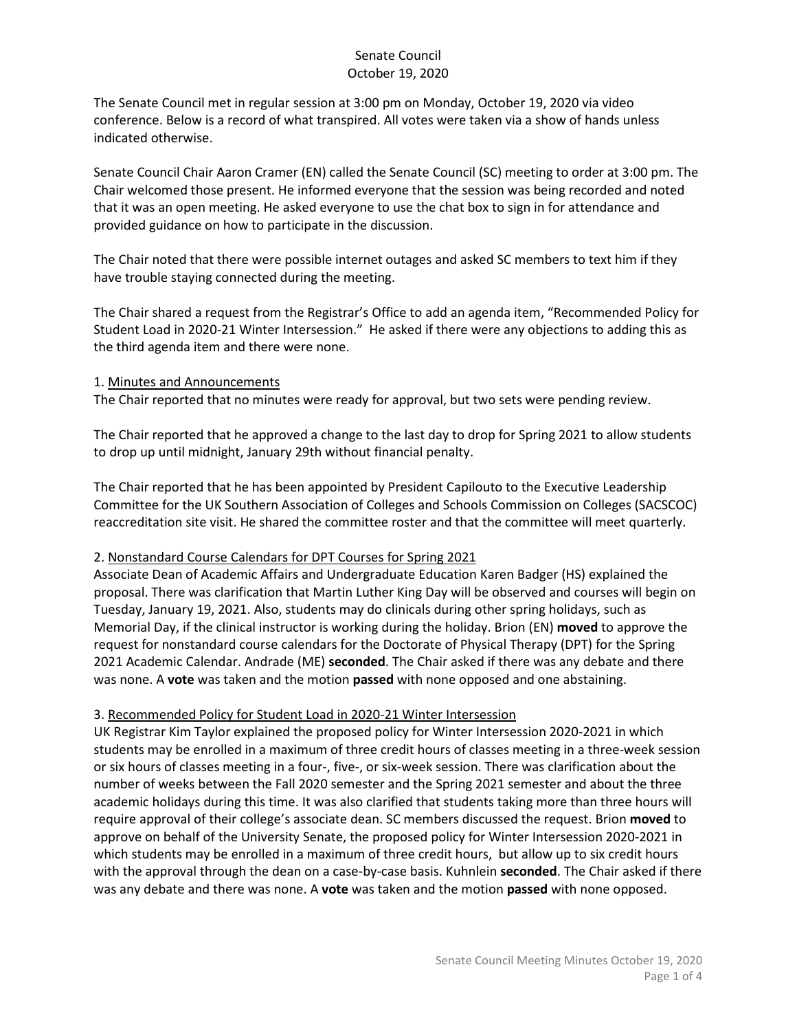# Senate Council
## October 19, 2020

The Senate Council met in regular session at 3:00 pm on Monday, October 19, 2020 via video conference. Below is a record of what transpired. All votes were taken via a show of hands unless indicated otherwise.

Senate Council Chair Aaron Cramer (EN) called the Senate Council (SC) meeting to order at 3:00 pm. The Chair welcomed those present. He informed everyone that the session was being recorded and noted that it was an open meeting. He asked everyone to use the chat box to sign in for attendance and provided guidance on how to participate in the discussion.

The Chair noted that there were possible internet outages and asked SC members to text him if they have trouble staying connected during the meeting.

The Chair shared a request from the Registrar's Office to add an agenda item, "Recommended Policy for Student Load in 2020-21 Winter Intersession." He asked if there were any objections to adding this as the third agenda item and there were none.

1. <u>Minutes and Announcements</u>

The Chair reported that no minutes were ready for approval, but two sets were pending review.

The Chair reported that he approved a change to the last day to drop for Spring 2021 to allow students to drop up until midnight, January 29th without financial penalty.

The Chair reported that he has been appointed by President Capilouto to the Executive Leadership Committee for the UK Southern Association of Colleges and Schools Commission on Colleges (SACSCOC) reaccreditation site visit. He shared the committee roster and that the committee will meet quarterly.

2. <u>Nonstandard Course Calendars for DPT Courses for Spring 2021</u>

Associate Dean of Academic Affairs and Undergraduate Education Karen Badger (HS) explained the proposal. There was clarification that Martin Luther King Day will be observed and courses will begin on Tuesday, January 19, 2021. Also, students may do clinicals during other spring holidays, such as Memorial Day, if the clinical instructor is working during the holiday. Brion (EN) **moved** to approve the request for nonstandard course calendars for the Doctorate of Physical Therapy (DPT) for the Spring 2021 Academic Calendar. Andrade (ME) **seconded**. The Chair asked if there was any debate and there was none. A **vote** was taken and the motion **passed** with none opposed and one abstaining.

3. <u>Recommended Policy for Student Load in 2020-21 Winter Intersession</u>

UK Registrar Kim Taylor explained the proposed policy for Winter Intersession 2020-2021 in which students may be enrolled in a maximum of three credit hours of classes meeting in a three-week session or six hours of classes meeting in a four-, five-, or six-week session. There was clarification about the number of weeks between the Fall 2020 semester and the Spring 2021 semester and about the three academic holidays during this time. It was also clarified that students taking more than three hours will require approval of their college's associate dean. SC members discussed the request. Brion **moved** to approve on behalf of the University Senate, the proposed policy for Winter Intersession 2020-2021 in which students may be enrolled in a maximum of three credit hours, but allow up to six credit hours with the approval through the dean on a case-by-case basis. Kuhnlein **seconded**. The Chair asked if there was any debate and there was none. A **vote** was taken and the motion **passed** with none opposed.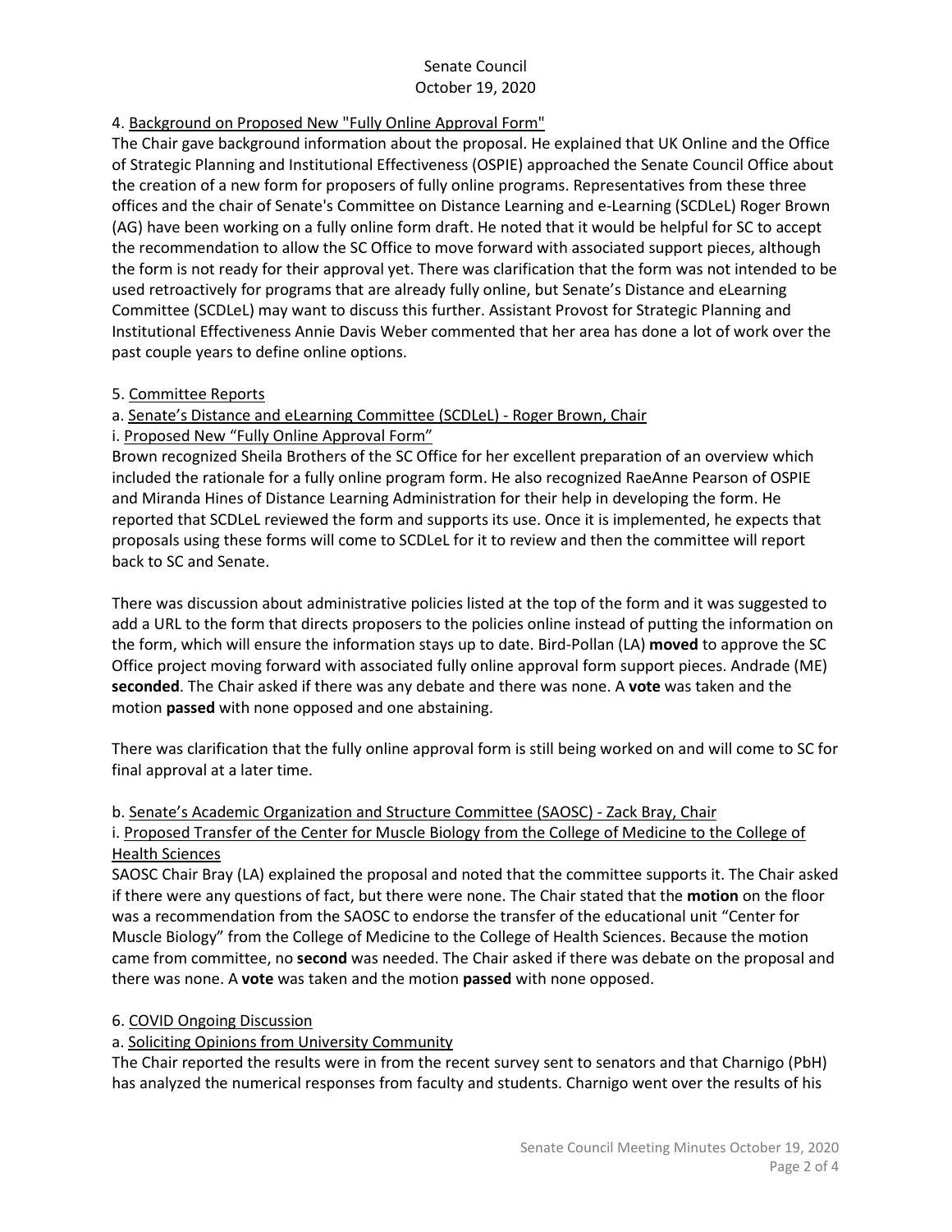4. Background on Proposed New "Fully Online Approval Form"

The Chair gave background information about the proposal. He explained that UK Online and the Office of Strategic Planning and Institutional Effectiveness (OSPIE) approached the Senate Council Office about the creation of a new form for proposers of fully online programs. Representatives from these three offices and the chair of Senate's Committee on Distance Learning and e-Learning (SCDLeL) Roger Brown (AG) have been working on a fully online form draft. He noted that it would be helpful for SC to accept the recommendation to allow the SC Office to move forward with associated support pieces, although the form is not ready for their approval yet. There was clarification that the form was not intended to be used retroactively for programs that are already fully online, but Senate's Distance and eLearning Committee (SCDLeL) may want to discuss this further. Assistant Provost for Strategic Planning and Institutional Effectiveness Annie Davis Weber commented that her area has done a lot of work over the past couple years to define online options.

5. Committee Reports

a. Senate's Distance and eLearning Committee (SCDLeL) - Roger Brown, Chair

i. Proposed New "Fully Online Approval Form"

Brown recognized Sheila Brothers of the SC Office for her excellent preparation of an overview which included the rationale for a fully online program form. He also recognized RaeAnne Pearson of OSPIE and Miranda Hines of Distance Learning Administration for their help in developing the form. He reported that SCDLeL reviewed the form and supports its use. Once it is implemented, he expects that proposals using these forms will come to SCDLeL for it to review and then the committee will report back to SC and Senate.

There was discussion about administrative policies listed at the top of the form and it was suggested to add a URL to the form that directs proposers to the policies online instead of putting the information on the form, which will ensure the information stays up to date. Bird-Pollan (LA) **moved** to approve the SC Office project moving forward with associated fully online approval form support pieces. Andrade (ME) **seconded**. The Chair asked if there was any debate and there was none. A **vote** was taken and the motion **passed** with none opposed and one abstaining.

There was clarification that the fully online approval form is still being worked on and will come to SC for final approval at a later time.

b. Senate's Academic Organization and Structure Committee (SAOSC) - Zack Bray, Chair

i. Proposed Transfer of the Center for Muscle Biology from the College of Medicine to the College of Health Sciences

SAOSC Chair Bray (LA) explained the proposal and noted that the committee supports it. The Chair asked if there were any questions of fact, but there were none. The Chair stated that the **motion** on the floor was a recommendation from the SAOSC to endorse the transfer of the educational unit "Center for Muscle Biology" from the College of Medicine to the College of Health Sciences. Because the motion came from committee, no **second** was needed. The Chair asked if there was debate on the proposal and there was none. A **vote** was taken and the motion **passed** with none opposed.

6. COVID Ongoing Discussion

a. Soliciting Opinions from University Community

The Chair reported the results were in from the recent survey sent to senators and that Charnigo (PbH) has analyzed the numerical responses from faculty and students. Charnigo went over the results of his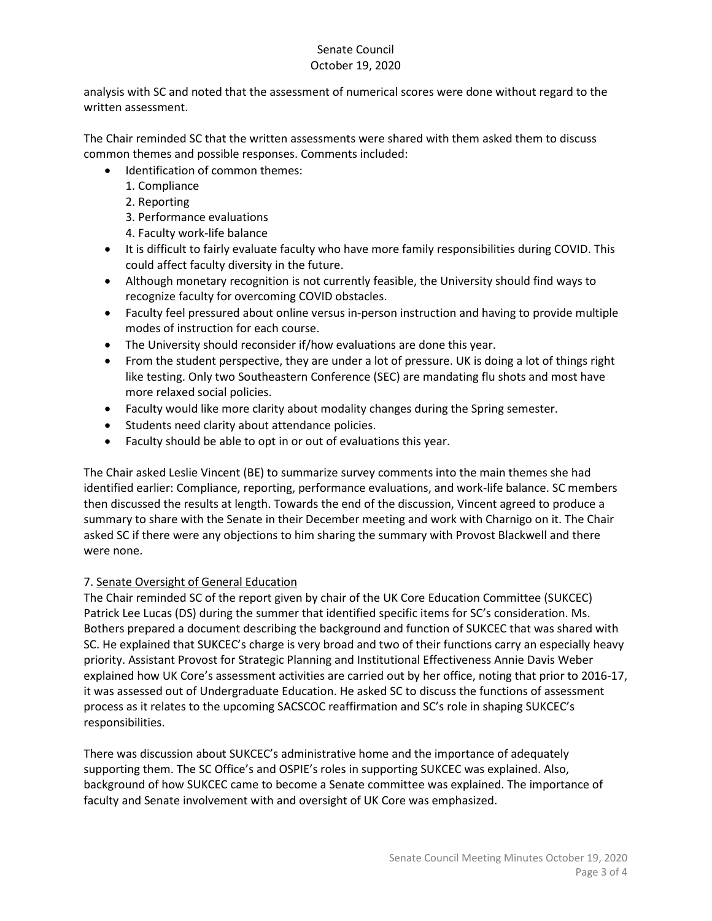analysis with SC and noted that the assessment of numerical scores were done without regard to the written assessment.

The Chair reminded SC that the written assessments were shared with them asked them to discuss common themes and possible responses. Comments included:

- Identification of common themes:
  1. Compliance
  2. Reporting
  3. Performance evaluations
  4. Faculty work-life balance
- It is difficult to fairly evaluate faculty who have more family responsibilities during COVID. This could affect faculty diversity in the future.
- Although monetary recognition is not currently feasible, the University should find ways to recognize faculty for overcoming COVID obstacles.
- Faculty feel pressured about online versus in-person instruction and having to provide multiple modes of instruction for each course.
- The University should reconsider if/how evaluations are done this year.
- From the student perspective, they are under a lot of pressure. UK is doing a lot of things right like testing. Only two Southeastern Conference (SEC) are mandating flu shots and most have more relaxed social policies.
- Faculty would like more clarity about modality changes during the Spring semester.
- Students need clarity about attendance policies.
- Faculty should be able to opt in or out of evaluations this year.

The Chair asked Leslie Vincent (BE) to summarize survey comments into the main themes she had identified earlier: Compliance, reporting, performance evaluations, and work-life balance. SC members then discussed the results at length. Towards the end of the discussion, Vincent agreed to produce a summary to share with the Senate in their December meeting and work with Charnigo on it. The Chair asked SC if there were any objections to him sharing the summary with Provost Blackwell and there were none.

7. <u>Senate Oversight of General Education</u>

The Chair reminded SC of the report given by chair of the UK Core Education Committee (SUKCEC) Patrick Lee Lucas (DS) during the summer that identified specific items for SC's consideration. Ms. Bothers prepared a document describing the background and function of SUKCEC that was shared with SC. He explained that SUKCEC's charge is very broad and two of their functions carry an especially heavy priority. Assistant Provost for Strategic Planning and Institutional Effectiveness Annie Davis Weber explained how UK Core's assessment activities are carried out by her office, noting that prior to 2016-17, it was assessed out of Undergraduate Education. He asked SC to discuss the functions of assessment process as it relates to the upcoming SACSCOC reaffirmation and SC's role in shaping SUKCEC's responsibilities.

There was discussion about SUKCEC's administrative home and the importance of adequately supporting them. The SC Office's and OSPIE's roles in supporting SUKCEC was explained. Also, background of how SUKCEC came to become a Senate committee was explained. The importance of faculty and Senate involvement with and oversight of UK Core was emphasized.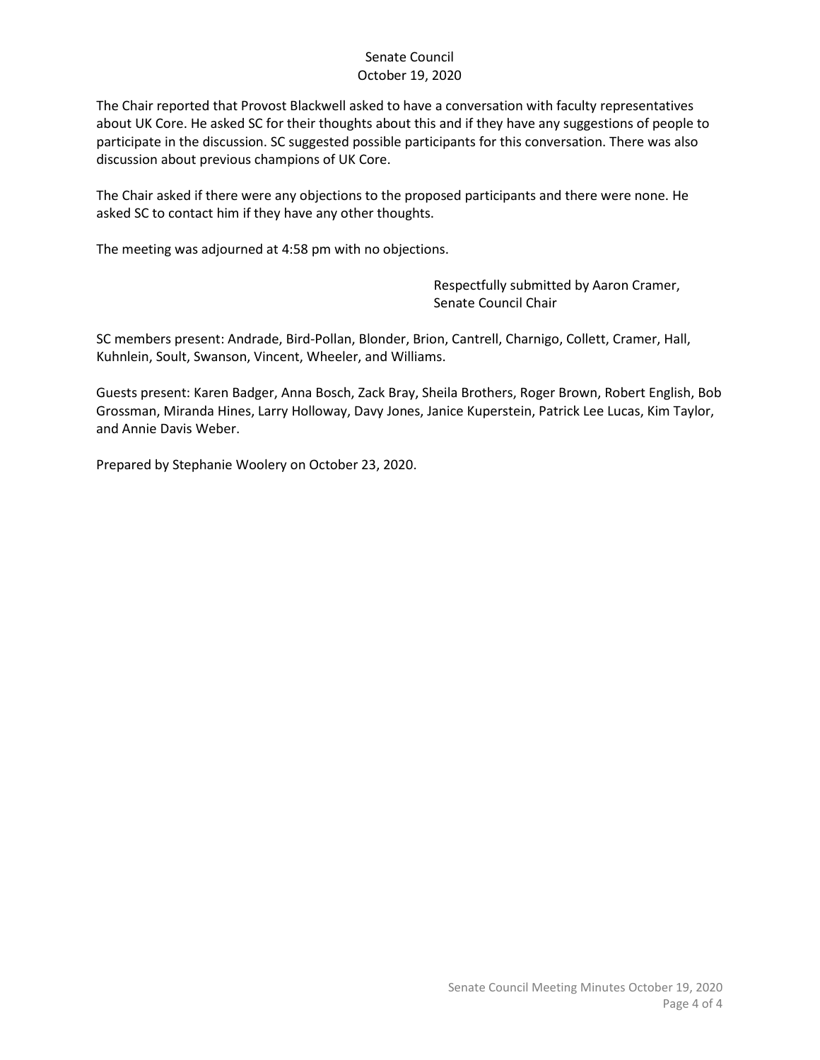The Chair reported that Provost Blackwell asked to have a conversation with faculty representatives about UK Core. He asked SC for their thoughts about this and if they have any suggestions of people to participate in the discussion. SC suggested possible participants for this conversation. There was also discussion about previous champions of UK Core.

The Chair asked if there were any objections to the proposed participants and there were none. He asked SC to contact him if they have any other thoughts.

The meeting was adjourned at 4:58 pm with no objections.

Respectfully submitted by Aaron Cramer,
Senate Council Chair

SC members present: Andrade, Bird-Pollan, Blonder, Brion, Cantrell, Charnigo, Collett, Cramer, Hall, Kuhnlein, Soult, Swanson, Vincent, Wheeler, and Williams.

Guests present: Karen Badger, Anna Bosch, Zack Bray, Sheila Brothers, Roger Brown, Robert English, Bob Grossman, Miranda Hines, Larry Holloway, Davy Jones, Janice Kuperstein, Patrick Lee Lucas, Kim Taylor, and Annie Davis Weber.

Prepared by Stephanie Woolery on October 23, 2020.